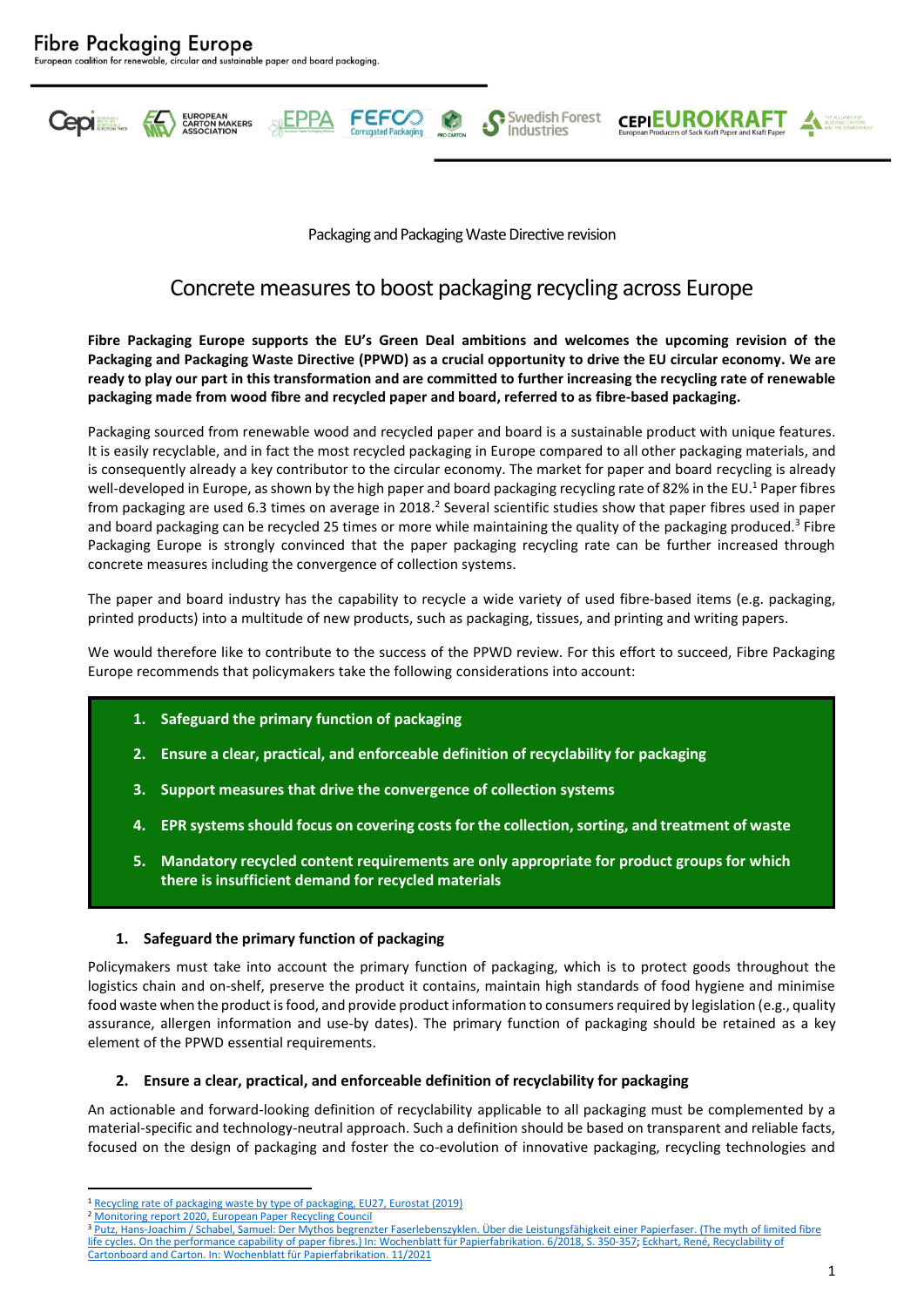# Fibre Packaging Europe

European coalition for renewable, circular and sustainable paper and board packaging.

Packaging and Packaging Waste Directive revision

## Concrete measures to boost packaging recycling across Europe

**Fibre Packaging Europe supports the EU's Green Deal ambitions and welcomes the upcoming revision of the Packaging and Packaging Waste Directive (PPWD) as a crucial opportunity to drive the EU circular economy. We are ready to play our part in this transformation and are committed to further increasing the recycling rate of renewable packaging made from wood fibre and recycled paper and board, referred to as fibre-based packaging.**

Packaging sourced from renewable wood and recycled paper and board is a sustainable product with unique features. It is easily recyclable, and in fact the most recycled packaging in Europe compared to all other packaging materials, and is consequently already a key contributor to the circular economy. The market for paper and board recycling is already well-developed in Europe, as shown by the high paper and board packaging recycling rate of 82% in the EU.[1] Paper fibres from packaging are used 6.3 times on average in 2018.[2] Several scientific studies show that paper fibres used in paper and board packaging can be recycled 25 times or more while maintaining the quality of the packaging produced.[3] Fibre Packaging Europe is strongly convinced that the paper packaging recycling rate can be further increased through concrete measures including the convergence of collection systems.

The paper and board industry has the capability to recycle a wide variety of used fibre-based items (e.g. packaging, printed products) into a multitude of new products, such as packaging, tissues, and printing and writing papers.

We would therefore like to contribute to the success of the PPWD review. For this effort to succeed, Fibre Packaging Europe recommends that policymakers take the following considerations into account:

1. **Safeguard the primary function of packaging**
2. **Ensure a clear, practical, and enforceable definition of recyclability for packaging**
3. **Support measures that drive the convergence of collection systems**
4. **EPR systems should focus on covering costs for the collection, sorting, and treatment of waste**
5. **Mandatory recycled content requirements are only appropriate for product groups for which there is insufficient demand for recycled materials**

### 1. Safeguard the primary function of packaging

Policymakers must take into account the primary function of packaging, which is to protect goods throughout the logistics chain and on-shelf, preserve the product it contains, maintain high standards of food hygiene and minimise food waste when the product is food, and provide product information to consumers required by legislation (e.g., quality assurance, allergen information and use-by dates). The primary function of packaging should be retained as a key element of the PPWD essential requirements.

### 2. Ensure a clear, practical, and enforceable definition of recyclability for packaging

An actionable and forward-looking definition of recyclability applicable to all packaging must be complemented by a material-specific and technology-neutral approach. Such a definition should be based on transparent and reliable facts, focused on the design of packaging and foster the co-evolution of innovative packaging, recycling technologies and

---

[1] Recycling rate of packaging waste by type of packaging, EU27, Eurostat (2019)

[2] Monitoring report 2020, European Paper Recycling Council

[3] Putz, Hans-Joachim / Schabel, Samuel: Der Mythos begrenzter Faserlebenszyklen. Über die Leistungsfähigkeit einer Papierfaser. (The myth of limited fibre life cycles. On the performance capability of paper fibres.) In: Wochenblatt für Papierfabrikation. 6/2018, S. 350-357; Eckhart, René, Recyclability of Cartonboard and Carton. In: Wochenblatt für Papierfabrikation. 11/2021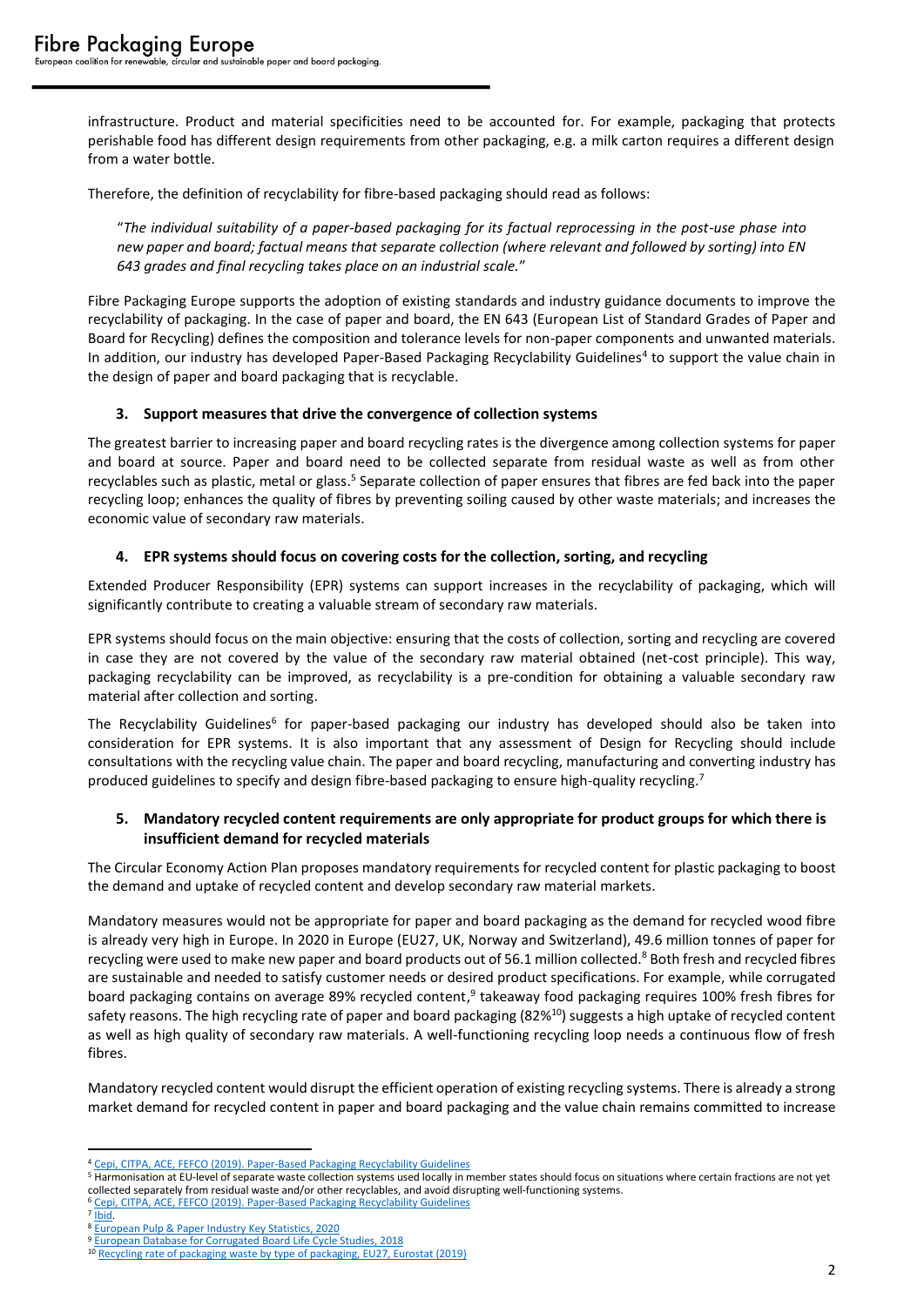infrastructure. Product and material specificities need to be accounted for. For example, packaging that protects perishable food has different design requirements from other packaging, e.g. a milk carton requires a different design from a water bottle.

Therefore, the definition of recyclability for fibre-based packaging should read as follows:

> "*The individual suitability of a paper-based packaging for its factual reprocessing in the post-use phase into new paper and board; factual means that separate collection (where relevant and followed by sorting) into EN 643 grades and final recycling takes place on an industrial scale.*"

Fibre Packaging Europe supports the adoption of existing standards and industry guidance documents to improve the recyclability of packaging. In the case of paper and board, the EN 643 (European List of Standard Grades of Paper and Board for Recycling) defines the composition and tolerance levels for non-paper components and unwanted materials. In addition, our industry has developed Paper-Based Packaging Recyclability Guidelines[4] to support the value chain in the design of paper and board packaging that is recyclable.

### 3. Support measures that drive the convergence of collection systems

The greatest barrier to increasing paper and board recycling rates is the divergence among collection systems for paper and board at source. Paper and board need to be collected separate from residual waste as well as from other recyclables such as plastic, metal or glass.[5] Separate collection of paper ensures that fibres are fed back into the paper recycling loop; enhances the quality of fibres by preventing soiling caused by other waste materials; and increases the economic value of secondary raw materials.

### 4. EPR systems should focus on covering costs for the collection, sorting, and recycling

Extended Producer Responsibility (EPR) systems can support increases in the recyclability of packaging, which will significantly contribute to creating a valuable stream of secondary raw materials.

EPR systems should focus on the main objective: ensuring that the costs of collection, sorting and recycling are covered in case they are not covered by the value of the secondary raw material obtained (net-cost principle). This way, packaging recyclability can be improved, as recyclability is a pre-condition for obtaining a valuable secondary raw material after collection and sorting.

The Recyclability Guidelines[6] for paper-based packaging our industry has developed should also be taken into consideration for EPR systems. It is also important that any assessment of Design for Recycling should include consultations with the recycling value chain. The paper and board recycling, manufacturing and converting industry has produced guidelines to specify and design fibre-based packaging to ensure high-quality recycling.[7]

### 5. Mandatory recycled content requirements are only appropriate for product groups for which there is insufficient demand for recycled materials

The Circular Economy Action Plan proposes mandatory requirements for recycled content for plastic packaging to boost the demand and uptake of recycled content and develop secondary raw material markets.

Mandatory measures would not be appropriate for paper and board packaging as the demand for recycled wood fibre is already very high in Europe. In 2020 in Europe (EU27, UK, Norway and Switzerland), 49.6 million tonnes of paper for recycling were used to make new paper and board products out of 56.1 million collected.[8] Both fresh and recycled fibres are sustainable and needed to satisfy customer needs or desired product specifications. For example, while corrugated board packaging contains on average 89% recycled content,[9] takeaway food packaging requires 100% fresh fibres for safety reasons. The high recycling rate of paper and board packaging (82%[10]) suggests a high uptake of recycled content as well as high quality of secondary raw materials. A well-functioning recycling loop needs a continuous flow of fresh fibres.

Mandatory recycled content would disrupt the efficient operation of existing recycling systems. There is already a strong market demand for recycled content in paper and board packaging and the value chain remains committed to increase

---

[4] Cepi, CITPA, ACE, FEFCO (2019). Paper-Based Packaging Recyclability Guidelines

[5] Harmonisation at EU-level of separate waste collection systems used locally in member states should focus on situations where certain fractions are not yet collected separately from residual waste and/or other recyclables, and avoid disrupting well-functioning systems.

[6] Cepi, CITPA, ACE, FEFCO (2019). Paper-Based Packaging Recyclability Guidelines

[7] Ibid.

[8] European Pulp & Paper Industry Key Statistics, 2020

[9] European Database for Corrugated Board Life Cycle Studies, 2018

[10] Recycling rate of packaging waste by type of packaging, EU27, Eurostat (2019)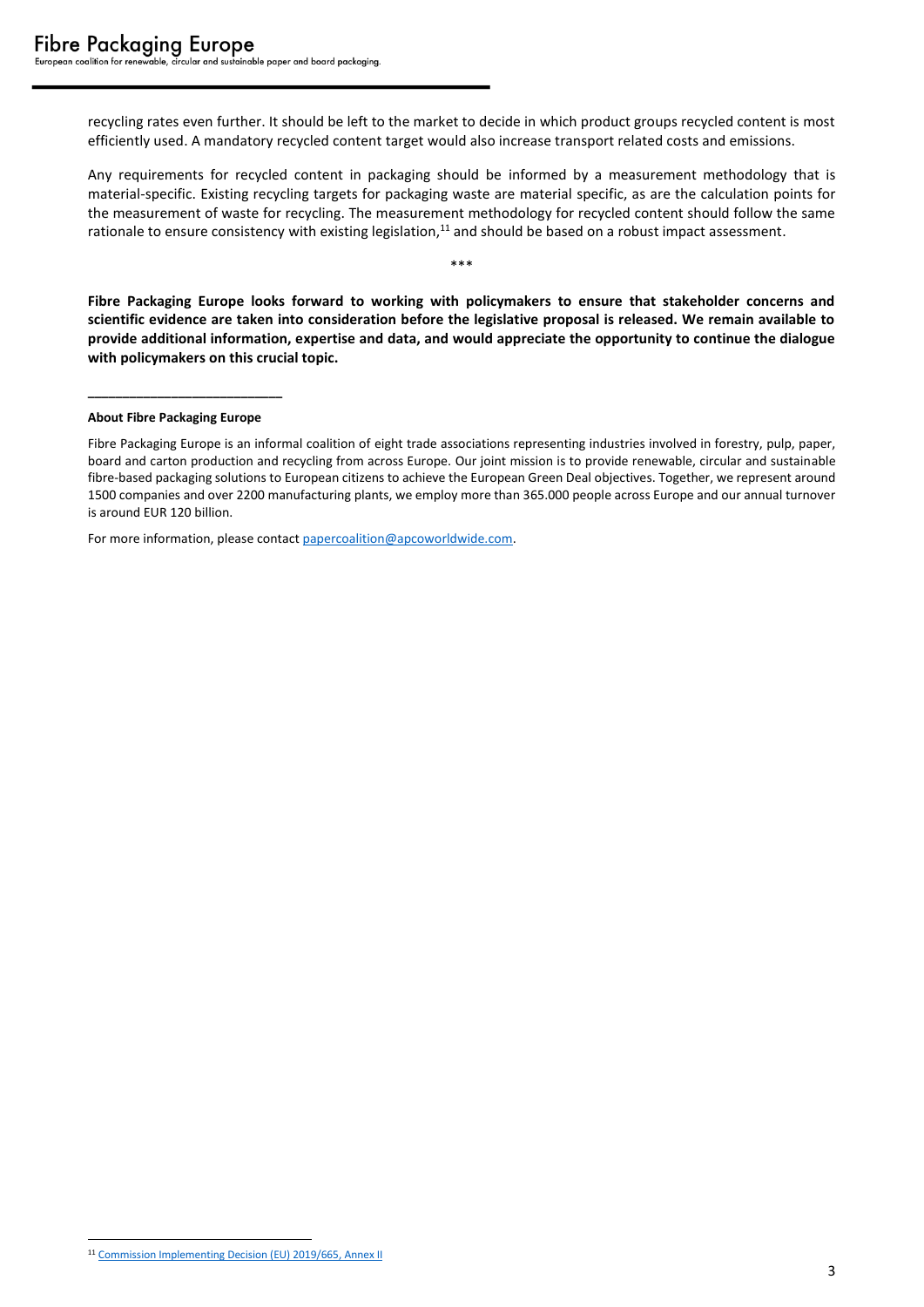recycling rates even further. It should be left to the market to decide in which product groups recycled content is most efficiently used. A mandatory recycled content target would also increase transport related costs and emissions.

Any requirements for recycled content in packaging should be informed by a measurement methodology that is material-specific. Existing recycling targets for packaging waste are material specific, as are the calculation points for the measurement of waste for recycling. The measurement methodology for recycled content should follow the same rationale to ensure consistency with existing legislation,[11] and should be based on a robust impact assessment.

\*\*\*

**Fibre Packaging Europe looks forward to working with policymakers to ensure that stakeholder concerns and scientific evidence are taken into consideration before the legislative proposal is released. We remain available to provide additional information, expertise and data, and would appreciate the opportunity to continue the dialogue with policymakers on this crucial topic.**

---

**About Fibre Packaging Europe**

Fibre Packaging Europe is an informal coalition of eight trade associations representing industries involved in forestry, pulp, paper, board and carton production and recycling from across Europe. Our joint mission is to provide renewable, circular and sustainable fibre-based packaging solutions to European citizens to achieve the European Green Deal objectives. Together, we represent around 1500 companies and over 2200 manufacturing plants, we employ more than 365.000 people across Europe and our annual turnover is around EUR 120 billion.

For more information, please contact papercoalition@apcoworldwide.com.

[11] Commission Implementing Decision (EU) 2019/665, Annex II